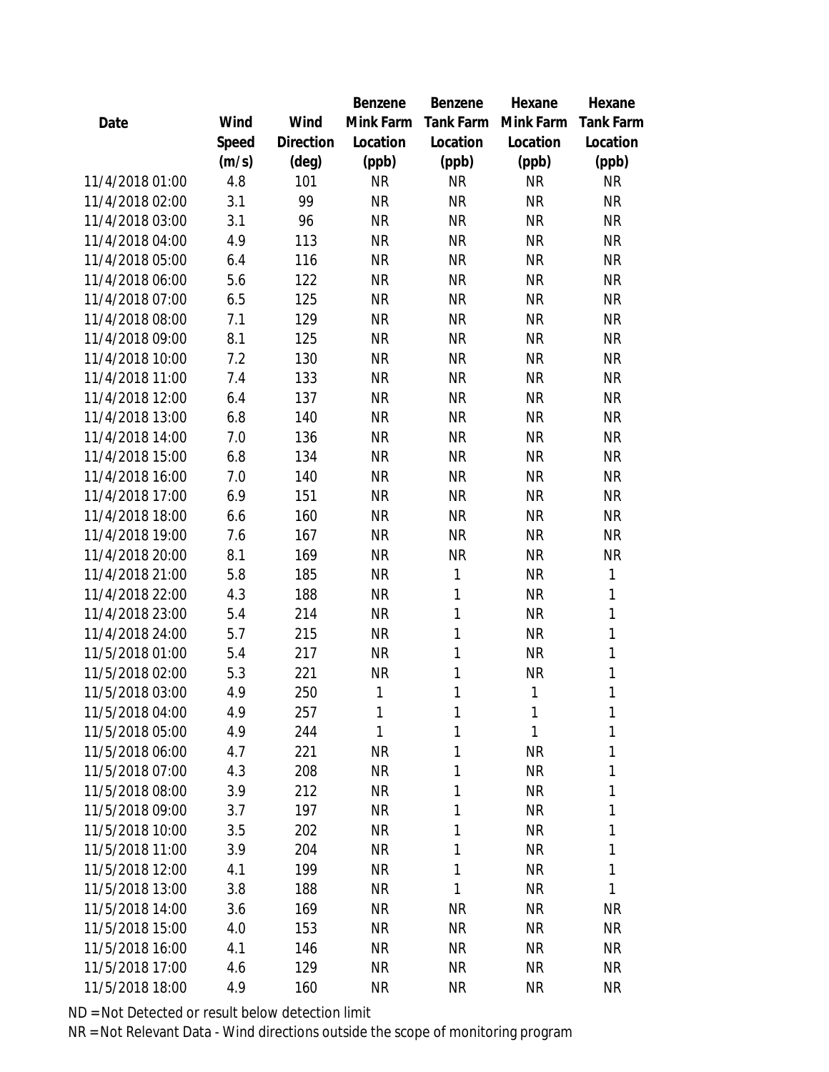| Date | Wind Speed (m/s) | Wind Direction (deg) | Benzene Mink Farm Location (ppb) | Benzene Tank Farm Location (ppb) | Hexane Mink Farm Location (ppb) | Hexane Tank Farm Location (ppb) |
|---|---|---|---|---|---|---|
| 11/4/2018 01:00 | 4.8 | 101 | NR | NR | NR | NR |
| 11/4/2018 02:00 | 3.1 | 99 | NR | NR | NR | NR |
| 11/4/2018 03:00 | 3.1 | 96 | NR | NR | NR | NR |
| 11/4/2018 04:00 | 4.9 | 113 | NR | NR | NR | NR |
| 11/4/2018 05:00 | 6.4 | 116 | NR | NR | NR | NR |
| 11/4/2018 06:00 | 5.6 | 122 | NR | NR | NR | NR |
| 11/4/2018 07:00 | 6.5 | 125 | NR | NR | NR | NR |
| 11/4/2018 08:00 | 7.1 | 129 | NR | NR | NR | NR |
| 11/4/2018 09:00 | 8.1 | 125 | NR | NR | NR | NR |
| 11/4/2018 10:00 | 7.2 | 130 | NR | NR | NR | NR |
| 11/4/2018 11:00 | 7.4 | 133 | NR | NR | NR | NR |
| 11/4/2018 12:00 | 6.4 | 137 | NR | NR | NR | NR |
| 11/4/2018 13:00 | 6.8 | 140 | NR | NR | NR | NR |
| 11/4/2018 14:00 | 7.0 | 136 | NR | NR | NR | NR |
| 11/4/2018 15:00 | 6.8 | 134 | NR | NR | NR | NR |
| 11/4/2018 16:00 | 7.0 | 140 | NR | NR | NR | NR |
| 11/4/2018 17:00 | 6.9 | 151 | NR | NR | NR | NR |
| 11/4/2018 18:00 | 6.6 | 160 | NR | NR | NR | NR |
| 11/4/2018 19:00 | 7.6 | 167 | NR | NR | NR | NR |
| 11/4/2018 20:00 | 8.1 | 169 | NR | NR | NR | NR |
| 11/4/2018 21:00 | 5.8 | 185 | NR | 1 | NR | 1 |
| 11/4/2018 22:00 | 4.3 | 188 | NR | 1 | NR | 1 |
| 11/4/2018 23:00 | 5.4 | 214 | NR | 1 | NR | 1 |
| 11/4/2018 24:00 | 5.7 | 215 | NR | 1 | NR | 1 |
| 11/5/2018 01:00 | 5.4 | 217 | NR | 1 | NR | 1 |
| 11/5/2018 02:00 | 5.3 | 221 | NR | 1 | NR | 1 |
| 11/5/2018 03:00 | 4.9 | 250 | 1 | 1 | 1 | 1 |
| 11/5/2018 04:00 | 4.9 | 257 | 1 | 1 | 1 | 1 |
| 11/5/2018 05:00 | 4.9 | 244 | 1 | 1 | 1 | 1 |
| 11/5/2018 06:00 | 4.7 | 221 | NR | 1 | NR | 1 |
| 11/5/2018 07:00 | 4.3 | 208 | NR | 1 | NR | 1 |
| 11/5/2018 08:00 | 3.9 | 212 | NR | 1 | NR | 1 |
| 11/5/2018 09:00 | 3.7 | 197 | NR | 1 | NR | 1 |
| 11/5/2018 10:00 | 3.5 | 202 | NR | 1 | NR | 1 |
| 11/5/2018 11:00 | 3.9 | 204 | NR | 1 | NR | 1 |
| 11/5/2018 12:00 | 4.1 | 199 | NR | 1 | NR | 1 |
| 11/5/2018 13:00 | 3.8 | 188 | NR | 1 | NR | 1 |
| 11/5/2018 14:00 | 3.6 | 169 | NR | NR | NR | NR |
| 11/5/2018 15:00 | 4.0 | 153 | NR | NR | NR | NR |
| 11/5/2018 16:00 | 4.1 | 146 | NR | NR | NR | NR |
| 11/5/2018 17:00 | 4.6 | 129 | NR | NR | NR | NR |
| 11/5/2018 18:00 | 4.9 | 160 | NR | NR | NR | NR |

ND = Not Detected or result below detection limit

NR = Not Relevant Data - Wind directions outside the scope of monitoring program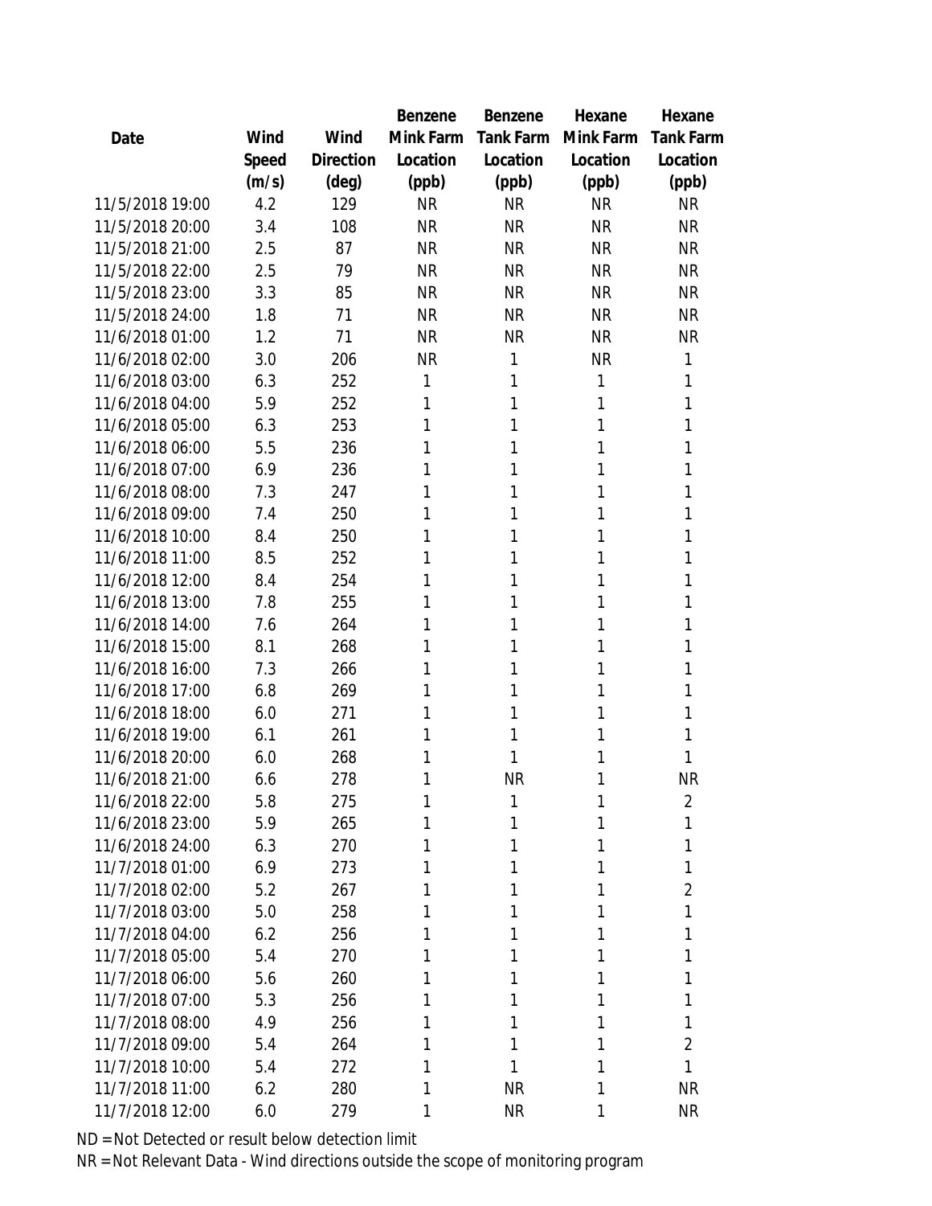| Date | Wind Speed (m/s) | Wind Direction (deg) | Benzene Mink Farm Location (ppb) | Benzene Tank Farm Location (ppb) | Hexane Mink Farm Location (ppb) | Hexane Tank Farm Location (ppb) |
|---|---|---|---|---|---|---|
| 11/5/2018 19:00 | 4.2 | 129 | NR | NR | NR | NR |
| 11/5/2018 20:00 | 3.4 | 108 | NR | NR | NR | NR |
| 11/5/2018 21:00 | 2.5 | 87 | NR | NR | NR | NR |
| 11/5/2018 22:00 | 2.5 | 79 | NR | NR | NR | NR |
| 11/5/2018 23:00 | 3.3 | 85 | NR | NR | NR | NR |
| 11/5/2018 24:00 | 1.8 | 71 | NR | NR | NR | NR |
| 11/6/2018 01:00 | 1.2 | 71 | NR | NR | NR | NR |
| 11/6/2018 02:00 | 3.0 | 206 | NR | 1 | NR | 1 |
| 11/6/2018 03:00 | 6.3 | 252 | 1 | 1 | 1 | 1 |
| 11/6/2018 04:00 | 5.9 | 252 | 1 | 1 | 1 | 1 |
| 11/6/2018 05:00 | 6.3 | 253 | 1 | 1 | 1 | 1 |
| 11/6/2018 06:00 | 5.5 | 236 | 1 | 1 | 1 | 1 |
| 11/6/2018 07:00 | 6.9 | 236 | 1 | 1 | 1 | 1 |
| 11/6/2018 08:00 | 7.3 | 247 | 1 | 1 | 1 | 1 |
| 11/6/2018 09:00 | 7.4 | 250 | 1 | 1 | 1 | 1 |
| 11/6/2018 10:00 | 8.4 | 250 | 1 | 1 | 1 | 1 |
| 11/6/2018 11:00 | 8.5 | 252 | 1 | 1 | 1 | 1 |
| 11/6/2018 12:00 | 8.4 | 254 | 1 | 1 | 1 | 1 |
| 11/6/2018 13:00 | 7.8 | 255 | 1 | 1 | 1 | 1 |
| 11/6/2018 14:00 | 7.6 | 264 | 1 | 1 | 1 | 1 |
| 11/6/2018 15:00 | 8.1 | 268 | 1 | 1 | 1 | 1 |
| 11/6/2018 16:00 | 7.3 | 266 | 1 | 1 | 1 | 1 |
| 11/6/2018 17:00 | 6.8 | 269 | 1 | 1 | 1 | 1 |
| 11/6/2018 18:00 | 6.0 | 271 | 1 | 1 | 1 | 1 |
| 11/6/2018 19:00 | 6.1 | 261 | 1 | 1 | 1 | 1 |
| 11/6/2018 20:00 | 6.0 | 268 | 1 | 1 | 1 | 1 |
| 11/6/2018 21:00 | 6.6 | 278 | 1 | NR | 1 | NR |
| 11/6/2018 22:00 | 5.8 | 275 | 1 | 1 | 1 | 2 |
| 11/6/2018 23:00 | 5.9 | 265 | 1 | 1 | 1 | 1 |
| 11/6/2018 24:00 | 6.3 | 270 | 1 | 1 | 1 | 1 |
| 11/7/2018 01:00 | 6.9 | 273 | 1 | 1 | 1 | 1 |
| 11/7/2018 02:00 | 5.2 | 267 | 1 | 1 | 1 | 2 |
| 11/7/2018 03:00 | 5.0 | 258 | 1 | 1 | 1 | 1 |
| 11/7/2018 04:00 | 6.2 | 256 | 1 | 1 | 1 | 1 |
| 11/7/2018 05:00 | 5.4 | 270 | 1 | 1 | 1 | 1 |
| 11/7/2018 06:00 | 5.6 | 260 | 1 | 1 | 1 | 1 |
| 11/7/2018 07:00 | 5.3 | 256 | 1 | 1 | 1 | 1 |
| 11/7/2018 08:00 | 4.9 | 256 | 1 | 1 | 1 | 1 |
| 11/7/2018 09:00 | 5.4 | 264 | 1 | 1 | 1 | 2 |
| 11/7/2018 10:00 | 5.4 | 272 | 1 | 1 | 1 | 1 |
| 11/7/2018 11:00 | 6.2 | 280 | 1 | NR | 1 | NR |
| 11/7/2018 12:00 | 6.0 | 279 | 1 | NR | 1 | NR |

ND = Not Detected or result below detection limit

NR = Not Relevant Data - Wind directions outside the scope of monitoring program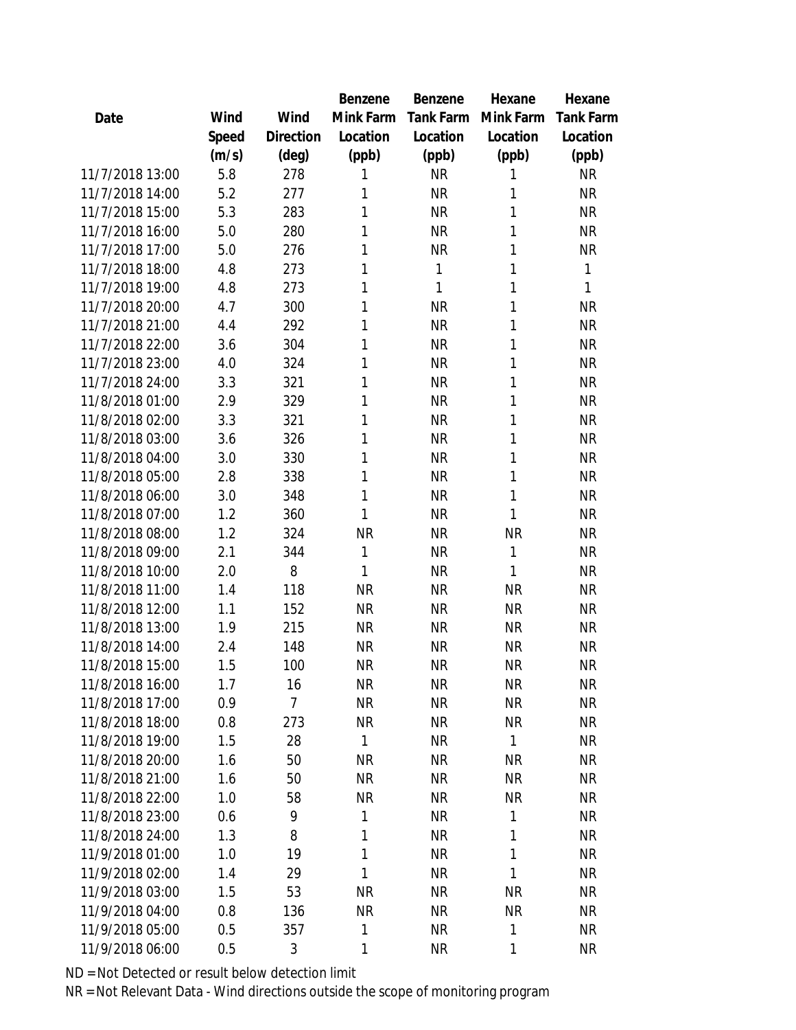| Date | Wind Speed (m/s) | Wind Direction (deg) | Benzene Mink Farm Location (ppb) | Benzene Tank Farm Location (ppb) | Hexane Mink Farm Location (ppb) | Hexane Tank Farm Location (ppb) |
|---|---|---|---|---|---|---|
| 11/7/2018 13:00 | 5.8 | 278 | 1 | NR | 1 | NR |
| 11/7/2018 14:00 | 5.2 | 277 | 1 | NR | 1 | NR |
| 11/7/2018 15:00 | 5.3 | 283 | 1 | NR | 1 | NR |
| 11/7/2018 16:00 | 5.0 | 280 | 1 | NR | 1 | NR |
| 11/7/2018 17:00 | 5.0 | 276 | 1 | NR | 1 | NR |
| 11/7/2018 18:00 | 4.8 | 273 | 1 | 1 | 1 | 1 |
| 11/7/2018 19:00 | 4.8 | 273 | 1 | 1 | 1 | 1 |
| 11/7/2018 20:00 | 4.7 | 300 | 1 | NR | 1 | NR |
| 11/7/2018 21:00 | 4.4 | 292 | 1 | NR | 1 | NR |
| 11/7/2018 22:00 | 3.6 | 304 | 1 | NR | 1 | NR |
| 11/7/2018 23:00 | 4.0 | 324 | 1 | NR | 1 | NR |
| 11/7/2018 24:00 | 3.3 | 321 | 1 | NR | 1 | NR |
| 11/8/2018 01:00 | 2.9 | 329 | 1 | NR | 1 | NR |
| 11/8/2018 02:00 | 3.3 | 321 | 1 | NR | 1 | NR |
| 11/8/2018 03:00 | 3.6 | 326 | 1 | NR | 1 | NR |
| 11/8/2018 04:00 | 3.0 | 330 | 1 | NR | 1 | NR |
| 11/8/2018 05:00 | 2.8 | 338 | 1 | NR | 1 | NR |
| 11/8/2018 06:00 | 3.0 | 348 | 1 | NR | 1 | NR |
| 11/8/2018 07:00 | 1.2 | 360 | 1 | NR | 1 | NR |
| 11/8/2018 08:00 | 1.2 | 324 | NR | NR | NR | NR |
| 11/8/2018 09:00 | 2.1 | 344 | 1 | NR | 1 | NR |
| 11/8/2018 10:00 | 2.0 | 8 | 1 | NR | 1 | NR |
| 11/8/2018 11:00 | 1.4 | 118 | NR | NR | NR | NR |
| 11/8/2018 12:00 | 1.1 | 152 | NR | NR | NR | NR |
| 11/8/2018 13:00 | 1.9 | 215 | NR | NR | NR | NR |
| 11/8/2018 14:00 | 2.4 | 148 | NR | NR | NR | NR |
| 11/8/2018 15:00 | 1.5 | 100 | NR | NR | NR | NR |
| 11/8/2018 16:00 | 1.7 | 16 | NR | NR | NR | NR |
| 11/8/2018 17:00 | 0.9 | 7 | NR | NR | NR | NR |
| 11/8/2018 18:00 | 0.8 | 273 | NR | NR | NR | NR |
| 11/8/2018 19:00 | 1.5 | 28 | 1 | NR | 1 | NR |
| 11/8/2018 20:00 | 1.6 | 50 | NR | NR | NR | NR |
| 11/8/2018 21:00 | 1.6 | 50 | NR | NR | NR | NR |
| 11/8/2018 22:00 | 1.0 | 58 | NR | NR | NR | NR |
| 11/8/2018 23:00 | 0.6 | 9 | 1 | NR | 1 | NR |
| 11/8/2018 24:00 | 1.3 | 8 | 1 | NR | 1 | NR |
| 11/9/2018 01:00 | 1.0 | 19 | 1 | NR | 1 | NR |
| 11/9/2018 02:00 | 1.4 | 29 | 1 | NR | 1 | NR |
| 11/9/2018 03:00 | 1.5 | 53 | NR | NR | NR | NR |
| 11/9/2018 04:00 | 0.8 | 136 | NR | NR | NR | NR |
| 11/9/2018 05:00 | 0.5 | 357 | 1 | NR | 1 | NR |
| 11/9/2018 06:00 | 0.5 | 3 | 1 | NR | 1 | NR |

ND = Not Detected or result below detection limit

NR = Not Relevant Data - Wind directions outside the scope of monitoring program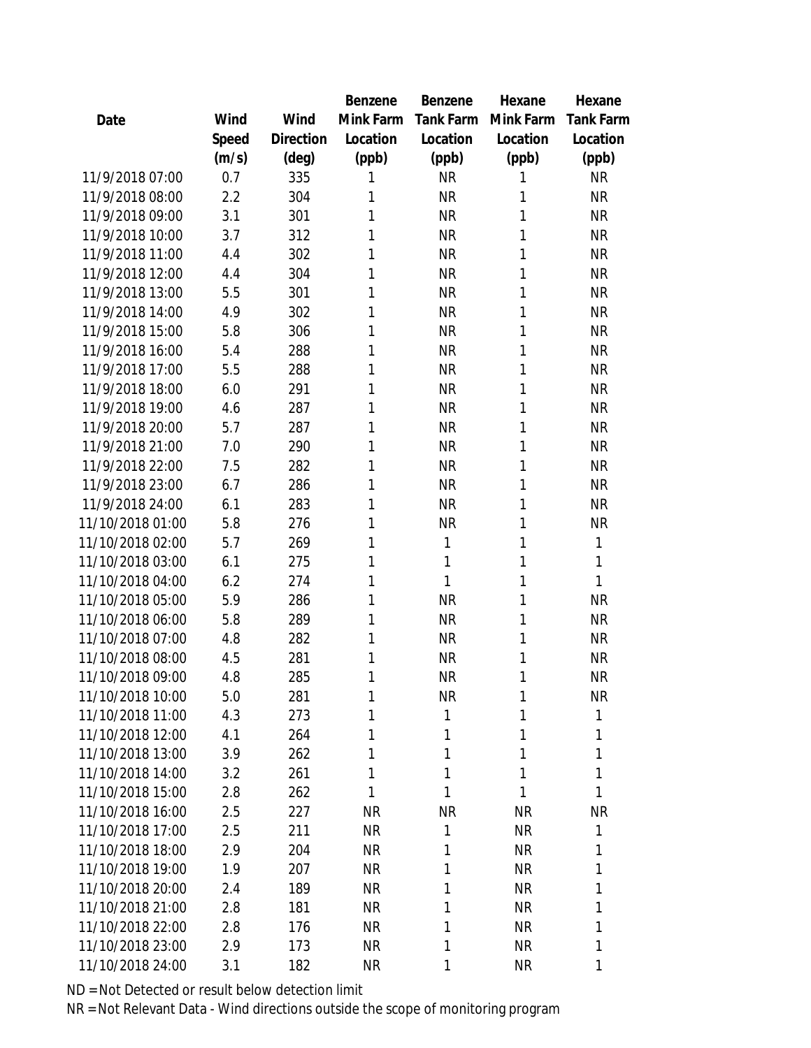| Date | Wind Speed (m/s) | Wind Direction (deg) | Benzene Mink Farm Location (ppb) | Benzene Tank Farm Location (ppb) | Hexane Mink Farm Location (ppb) | Hexane Tank Farm Location (ppb) |
|---|---|---|---|---|---|---|
| 11/9/2018 07:00 | 0.7 | 335 | 1 | NR | 1 | NR |
| 11/9/2018 08:00 | 2.2 | 304 | 1 | NR | 1 | NR |
| 11/9/2018 09:00 | 3.1 | 301 | 1 | NR | 1 | NR |
| 11/9/2018 10:00 | 3.7 | 312 | 1 | NR | 1 | NR |
| 11/9/2018 11:00 | 4.4 | 302 | 1 | NR | 1 | NR |
| 11/9/2018 12:00 | 4.4 | 304 | 1 | NR | 1 | NR |
| 11/9/2018 13:00 | 5.5 | 301 | 1 | NR | 1 | NR |
| 11/9/2018 14:00 | 4.9 | 302 | 1 | NR | 1 | NR |
| 11/9/2018 15:00 | 5.8 | 306 | 1 | NR | 1 | NR |
| 11/9/2018 16:00 | 5.4 | 288 | 1 | NR | 1 | NR |
| 11/9/2018 17:00 | 5.5 | 288 | 1 | NR | 1 | NR |
| 11/9/2018 18:00 | 6.0 | 291 | 1 | NR | 1 | NR |
| 11/9/2018 19:00 | 4.6 | 287 | 1 | NR | 1 | NR |
| 11/9/2018 20:00 | 5.7 | 287 | 1 | NR | 1 | NR |
| 11/9/2018 21:00 | 7.0 | 290 | 1 | NR | 1 | NR |
| 11/9/2018 22:00 | 7.5 | 282 | 1 | NR | 1 | NR |
| 11/9/2018 23:00 | 6.7 | 286 | 1 | NR | 1 | NR |
| 11/9/2018 24:00 | 6.1 | 283 | 1 | NR | 1 | NR |
| 11/10/2018 01:00 | 5.8 | 276 | 1 | NR | 1 | NR |
| 11/10/2018 02:00 | 5.7 | 269 | 1 | 1 | 1 | 1 |
| 11/10/2018 03:00 | 6.1 | 275 | 1 | 1 | 1 | 1 |
| 11/10/2018 04:00 | 6.2 | 274 | 1 | 1 | 1 | 1 |
| 11/10/2018 05:00 | 5.9 | 286 | 1 | NR | 1 | NR |
| 11/10/2018 06:00 | 5.8 | 289 | 1 | NR | 1 | NR |
| 11/10/2018 07:00 | 4.8 | 282 | 1 | NR | 1 | NR |
| 11/10/2018 08:00 | 4.5 | 281 | 1 | NR | 1 | NR |
| 11/10/2018 09:00 | 4.8 | 285 | 1 | NR | 1 | NR |
| 11/10/2018 10:00 | 5.0 | 281 | 1 | NR | 1 | NR |
| 11/10/2018 11:00 | 4.3 | 273 | 1 | 1 | 1 | 1 |
| 11/10/2018 12:00 | 4.1 | 264 | 1 | 1 | 1 | 1 |
| 11/10/2018 13:00 | 3.9 | 262 | 1 | 1 | 1 | 1 |
| 11/10/2018 14:00 | 3.2 | 261 | 1 | 1 | 1 | 1 |
| 11/10/2018 15:00 | 2.8 | 262 | 1 | 1 | 1 | 1 |
| 11/10/2018 16:00 | 2.5 | 227 | NR | NR | NR | NR |
| 11/10/2018 17:00 | 2.5 | 211 | NR | 1 | NR | 1 |
| 11/10/2018 18:00 | 2.9 | 204 | NR | 1 | NR | 1 |
| 11/10/2018 19:00 | 1.9 | 207 | NR | 1 | NR | 1 |
| 11/10/2018 20:00 | 2.4 | 189 | NR | 1 | NR | 1 |
| 11/10/2018 21:00 | 2.8 | 181 | NR | 1 | NR | 1 |
| 11/10/2018 22:00 | 2.8 | 176 | NR | 1 | NR | 1 |
| 11/10/2018 23:00 | 2.9 | 173 | NR | 1 | NR | 1 |
| 11/10/2018 24:00 | 3.1 | 182 | NR | 1 | NR | 1 |

ND = Not Detected or result below detection limit

NR = Not Relevant Data - Wind directions outside the scope of monitoring program